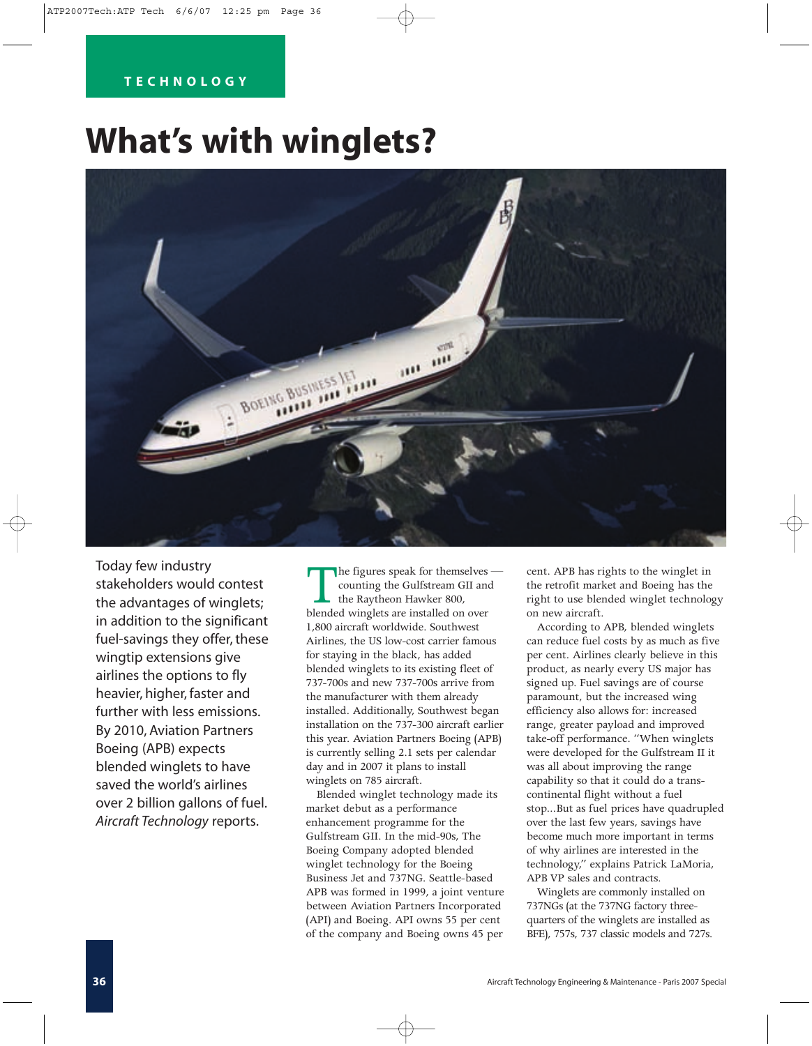TECHNOLOGY

# What's with winglets?

Today few industry stakeholders would contest the advantages of winglets; in addition to the significant fuel-savings they offer, these wingtip extensions give airlines the options to fly heavier, higher, faster and further with less emissions. By 2010, Aviation Partners Boeing (APB) expects blended winglets to have saved the world's airlines over 2 billion gallons of fuel. *Aircraft Technology* reports.

The figures speak for themselves — counting the Gulfstream GII and the Raytheon Hawker 800, blended winglets are installed on over 1,800 aircraft worldwide. Southwest Airlines, the US low-cost carrier famous for staying in the black, has added blended winglets to its existing fleet of 737-700s and new 737-700s arrive from the manufacturer with them already installed. Additionally, Southwest began installation on the 737-300 aircraft earlier this year. Aviation Partners Boeing (APB) is currently selling 2.1 sets per calendar day and in 2007 it plans to install winglets on 785 aircraft.

Blended winglet technology made its market debut as a performance enhancement programme for the Gulfstream GII. In the mid-90s, The Boeing Company adopted blended winglet technology for the Boeing Business Jet and 737NG. Seattle-based APB was formed in 1999, a joint venture between Aviation Partners Incorporated (API) and Boeing. API owns 55 per cent of the company and Boeing owns 45 per cent. APB has rights to the winglet in the retrofit market and Boeing has the right to use blended winglet technology on new aircraft.

According to APB, blended winglets can reduce fuel costs by as much as five per cent. Airlines clearly believe in this product, as nearly every US major has signed up. Fuel savings are of course paramount, but the increased wing efficiency also allows for: increased range, greater payload and improved take-off performance. "When winglets were developed for the Gulfstream II it was all about improving the range capability so that it could do a trans-continental flight without a fuel stop...But as fuel prices have quadrupled over the last few years, savings have become much more important in terms of why airlines are interested in the technology," explains Patrick LaMoria, APB VP sales and contracts.

Winglets are commonly installed on 737NGs (at the 737NG factory three-quarters of the winglets are installed as BFE), 757s, 737 classic models and 727s.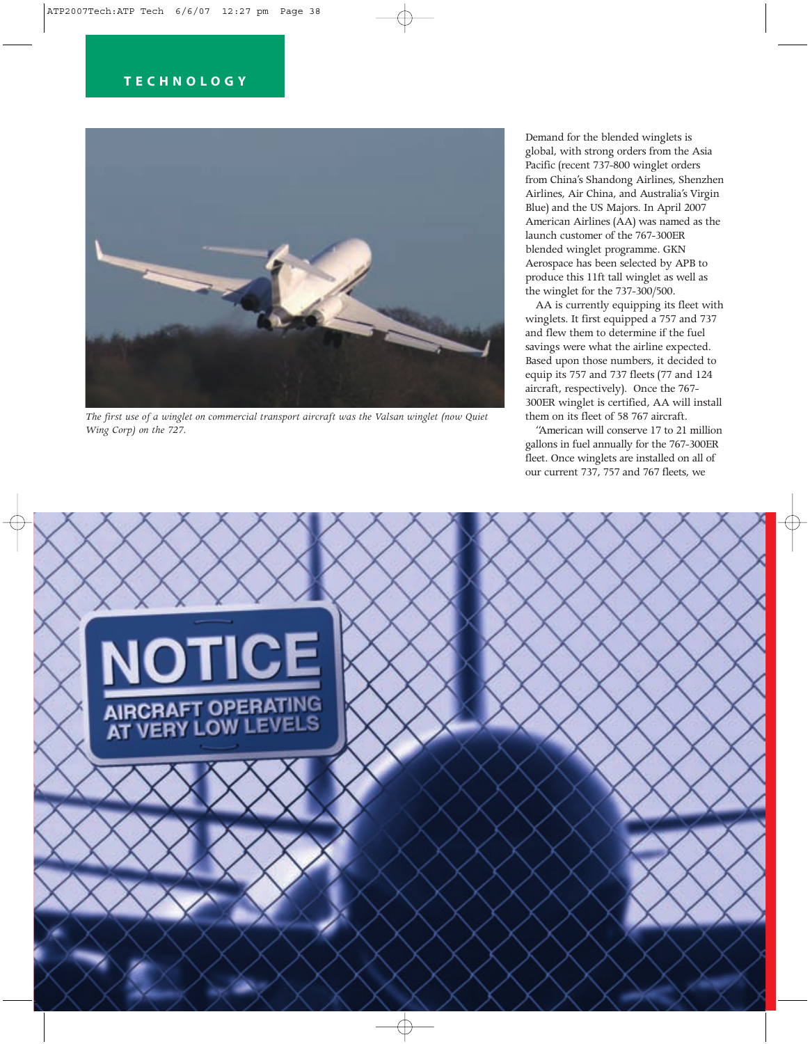*The first use of a winglet on commercial transport aircraft was the Valsan winglet (now Quiet Wing Corp) on the 727.*

Demand for the blended winglets is global, with strong orders from the Asia Pacific (recent 737-800 winglet orders from China's Shandong Airlines, Shenzhen Airlines, Air China, and Australia's Virgin Blue) and the US Majors. In April 2007 American Airlines (AA) was named as the launch customer of the 767-300ER blended winglet programme. GKN Aerospace has been selected by APB to produce this 11ft tall winglet as well as the winglet for the 737-300/500.

AA is currently equipping its fleet with winglets. It first equipped a 757 and 737 and flew them to determine if the fuel savings were what the airline expected. Based upon those numbers, it decided to equip its 757 and 737 fleets (77 and 124 aircraft, respectively). Once the 767-300ER winglet is certified, AA will install them on its fleet of 58 767 aircraft.

"American will conserve 17 to 21 million gallons in fuel annually for the 767-300ER fleet. Once winglets are installed on all of our current 737, 757 and 767 fleets, we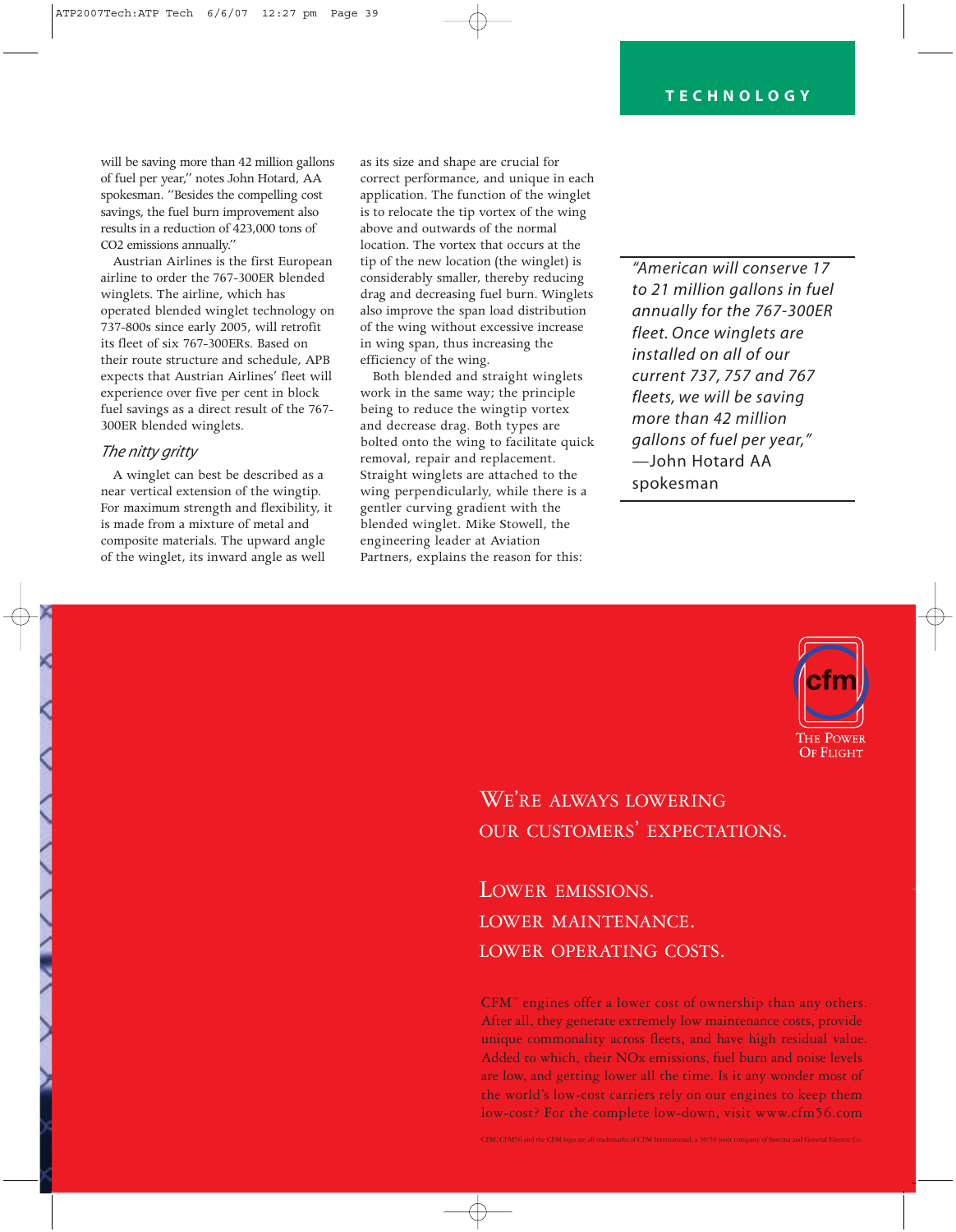will be saving more than 42 million gallons of fuel per year," notes John Hotard, AA spokesman. "Besides the compelling cost savings, the fuel burn improvement also results in a reduction of 423,000 tons of CO2 emissions annually."

Austrian Airlines is the first European airline to order the 767-300ER blended winglets. The airline, which has operated blended winglet technology on 737-800s since early 2005, will retrofit its fleet of six 767-300ERs. Based on their route structure and schedule, APB expects that Austrian Airlines' fleet will experience over five per cent in block fuel savings as a direct result of the 767-300ER blended winglets.

### *The nitty gritty*

A winglet can best be described as a near vertical extension of the wingtip. For maximum strength and flexibility, it is made from a mixture of metal and composite materials. The upward angle of the winglet, its inward angle as well as its size and shape are crucial for correct performance, and unique in each application. The function of the winglet is to relocate the tip vortex of the wing above and outwards of the normal location. The vortex that occurs at the tip of the new location (the winglet) is considerably smaller, thereby reducing drag and decreasing fuel burn. Winglets also improve the span load distribution of the wing without excessive increase in wing span, thus increasing the efficiency of the wing.

Both blended and straight winglets work in the same way; the principle being to reduce the wingtip vortex and decrease drag. Both types are bolted onto the wing to facilitate quick removal, repair and replacement. Straight winglets are attached to the wing perpendicularly, while there is a gentler curving gradient with the blended winglet. Mike Stowell, the engineering leader at Aviation Partners, explains the reason for this:

> *"American will conserve 17 to 21 million gallons in fuel annually for the 767-300ER fleet. Once winglets are installed on all of our current 737, 757 and 767 fleets, we will be saving more than 42 million gallons of fuel per year,"*
> —John Hotard AA spokesman

cfm
THE POWER OF FLIGHT

WE'RE ALWAYS LOWERING OUR CUSTOMERS' EXPECTATIONS.

LOWER EMISSIONS.
LOWER MAINTENANCE.
LOWER OPERATING COSTS.

CFM™ engines offer a lower cost of ownership than any others. After all, they generate extremely low maintenance costs, provide unique commonality across fleets, and have high residual value. Added to which, their NOx emissions, fuel burn and noise levels are low, and getting lower all the time. Is it any wonder most of the world's low-cost carriers rely on our engines to keep them low-cost? For the complete low-down, visit www.cfm56.com

CFM, CFM56 and the CFM logo are all trademarks of CFM International, a 50/50 joint company of Snecma and General Electric Co.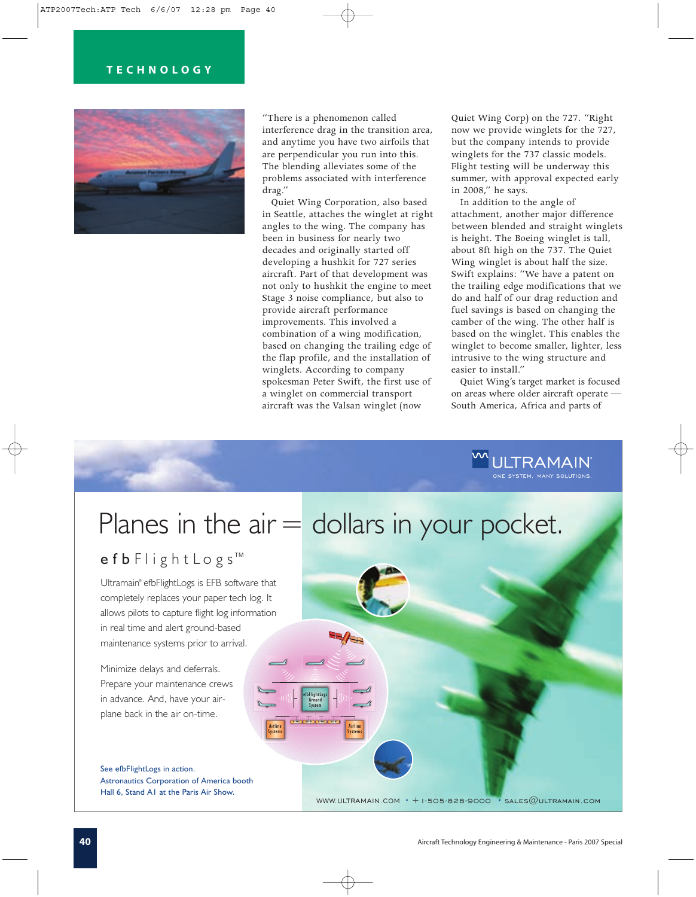"There is a phenomenon called interference drag in the transition area, and anytime you have two airfoils that are perpendicular you run into this. The blending alleviates some of the problems associated with interference drag."

Quiet Wing Corporation, also based in Seattle, attaches the winglet at right angles to the wing. The company has been in business for nearly two decades and originally started off developing a hushkit for 727 series aircraft. Part of that development was not only to hushkit the engine to meet Stage 3 noise compliance, but also to provide aircraft performance improvements. This involved a combination of a wing modification, based on changing the trailing edge of the flap profile, and the installation of winglets. According to company spokesman Peter Swift, the first use of a winglet on commercial transport aircraft was the Valsan winglet (now Quiet Wing Corp) on the 727. "Right now we provide winglets for the 727, but the company intends to provide winglets for the 737 classic models. Flight testing will be underway this summer, with approval expected early in 2008," he says.

In addition to the angle of attachment, another major difference between blended and straight winglets is height. The Boeing winglet is tall, about 8ft high on the 737. The Quiet Wing winglet is about half the size. Swift explains: "We have a patent on the trailing edge modifications that we do and half of our drag reduction and fuel savings is based on changing the camber of the wing. The other half is based on the winglet. This enables the winglet to become smaller, lighter, less intrusive to the wing structure and easier to install."

Quiet Wing's target market is focused on areas where older aircraft operate — South America, Africa and parts of

---

ULTRAMAIN
ONE SYSTEM. MANY SOLUTIONS.

# Planes in the air = dollars in your pocket.

## efbFlightLogs™

Ultramain® efbFlightLogs is EFB software that completely replaces your paper tech log. It allows pilots to capture flight log information in real time and alert ground-based maintenance systems prior to arrival.

Minimize delays and deferrals. Prepare your maintenance crews in advance. And, have your airplane back in the air on-time.

See efbFlightLogs in action.
Astronautics Corporation of America booth
Hall 6, Stand A1 at the Paris Air Show.

WWW.ULTRAMAIN.COM • +1-505-828-9000 • SALES@ULTRAMAIN.COM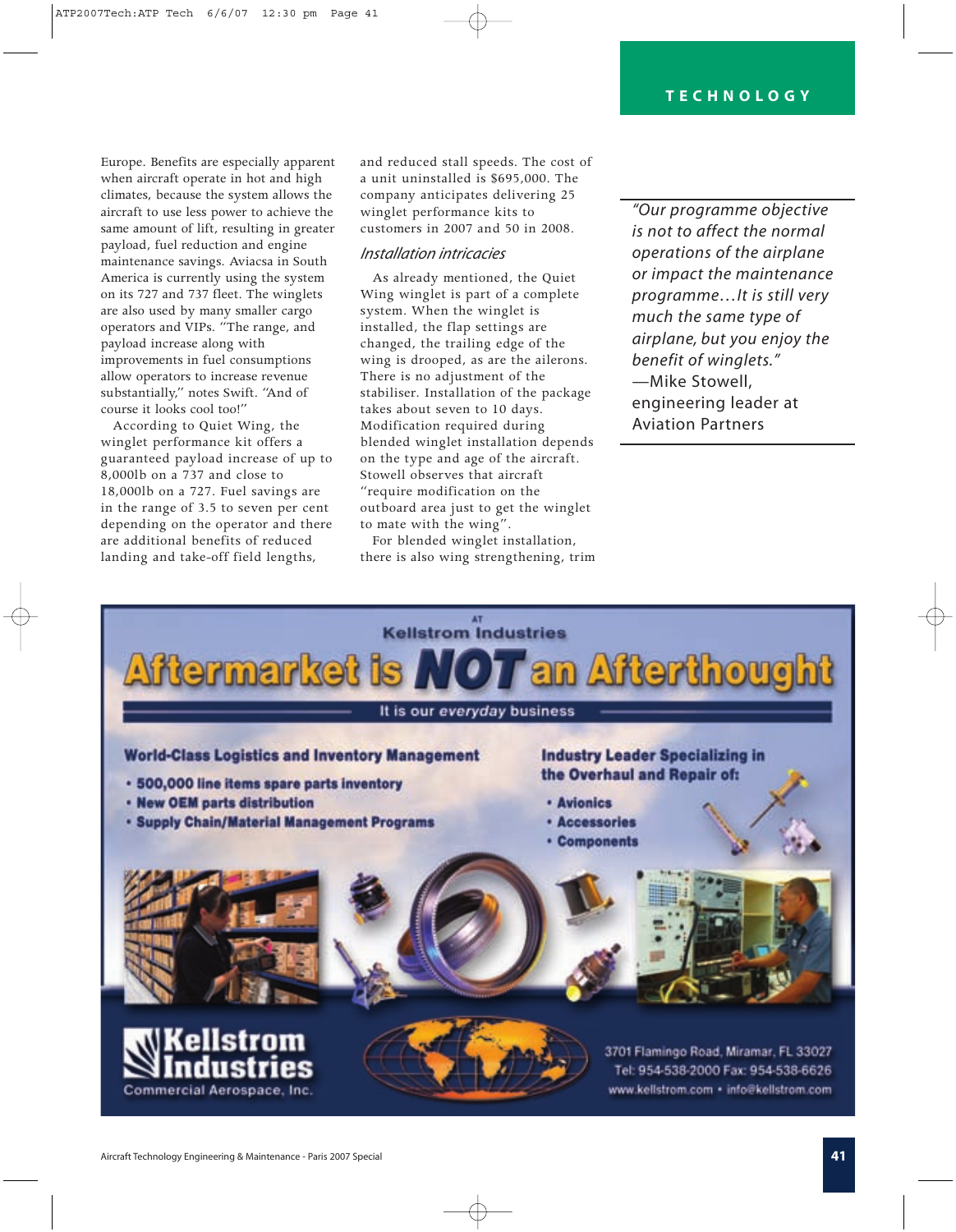Europe. Benefits are especially apparent when aircraft operate in hot and high climates, because the system allows the aircraft to use less power to achieve the same amount of lift, resulting in greater payload, fuel reduction and engine maintenance savings. Aviacsa in South America is currently using the system on its 727 and 737 fleet. The winglets are also used by many smaller cargo operators and VIPs. "The range, and payload increase along with improvements in fuel consumptions allow operators to increase revenue substantially," notes Swift. "And of course it looks cool too!"

According to Quiet Wing, the winglet performance kit offers a guaranteed payload increase of up to 8,000lb on a 737 and close to 18,000lb on a 727. Fuel savings are in the range of 3.5 to seven per cent depending on the operator and there are additional benefits of reduced landing and take-off field lengths, and reduced stall speeds. The cost of a unit uninstalled is $695,000. The company anticipates delivering 25 winglet performance kits to customers in 2007 and 50 in 2008.

### *Installation intricacies*

As already mentioned, the Quiet Wing winglet is part of a complete system. When the winglet is installed, the flap settings are changed, the trailing edge of the wing is drooped, as are the ailerons. There is no adjustment of the stabiliser. Installation of the package takes about seven to 10 days. Modification required during blended winglet installation depends on the type and age of the aircraft. Stowell observes that aircraft "require modification on the outboard area just to get the winglet to mate with the wing".

For blended winglet installation, there is also wing strengthening, trim

> *"Our programme objective is not to affect the normal operations of the airplane or impact the maintenance programme…It is still very much the same type of airplane, but you enjoy the benefit of winglets."*
> —Mike Stowell, engineering leader at Aviation Partners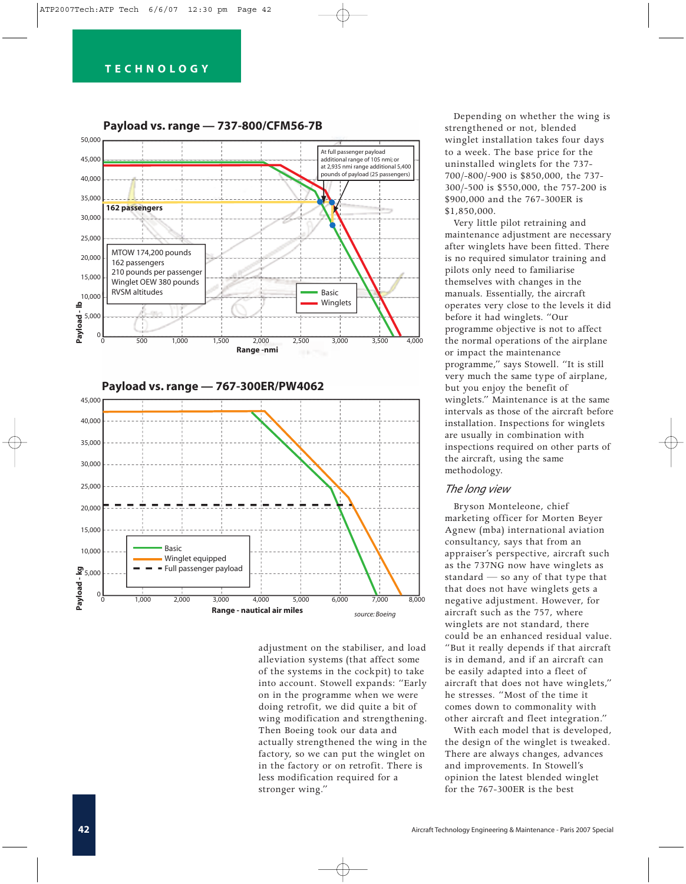## Payload vs. range — 737-800/CFM56-7B

At full passenger payload additional range of 105 nmi; or at 2,935 nmi range additional 5,400 pounds of payload (25 passengers)

162 passengers

MTOW 174,200 pounds
162 passengers
210 pounds per passenger
Winglet OEW 380 pounds
RVSM altitudes

Basic
Winglets

Payload - lb
Range -nmi

## Payload vs. range — 767-300ER/PW4062

Basic
Winglet equipped
Full passenger payload

Payload - kg
Range - nautical air miles

source: Boeing

adjustment on the stabiliser, and load alleviation systems (that affect some of the systems in the cockpit) to take into account. Stowell expands: "Early on in the programme when we were doing retrofit, we did quite a bit of wing modification and strengthening. Then Boeing took our data and actually strengthened the wing in the factory, so we can put the winglet on in the factory or on retrofit. There is less modification required for a stronger wing."

Depending on whether the wing is strengthened or not, blended winglet installation takes four days to a week. The base price for the uninstalled winglets for the 737-700/-800/-900 is $850,000, the 737-300/-500 is $550,000, the 757-200 is $900,000 and the 767-300ER is $1,850,000.

Very little pilot retraining and maintenance adjustment are necessary after winglets have been fitted. There is no required simulator training and pilots only need to familiarise themselves with changes in the manuals. Essentially, the aircraft operates very close to the levels it did before it had winglets. "Our programme objective is not to affect the normal operations of the airplane or impact the maintenance programme," says Stowell. "It is still very much the same type of airplane, but you enjoy the benefit of winglets." Maintenance is at the same intervals as those of the aircraft before installation. Inspections for winglets are usually in combination with inspections required on other parts of the aircraft, using the same methodology.

### *The long view*

Bryson Monteleone, chief marketing officer for Morten Beyer Agnew (mba) international aviation consultancy, says that from an appraiser's perspective, aircraft such as the 737NG now have winglets as standard — so any of that type that that does not have winglets gets a negative adjustment. However, for aircraft such as the 757, where winglets are not standard, there could be an enhanced residual value. "But it really depends if that aircraft is in demand, and if an aircraft can be easily adapted into a fleet of aircraft that does not have winglets," he stresses. "Most of the time it comes down to commonality with other aircraft and fleet integration."

With each model that is developed, the design of the winglet is tweaked. There are always changes, advances and improvements. In Stowell's opinion the latest blended winglet for the 767-300ER is the best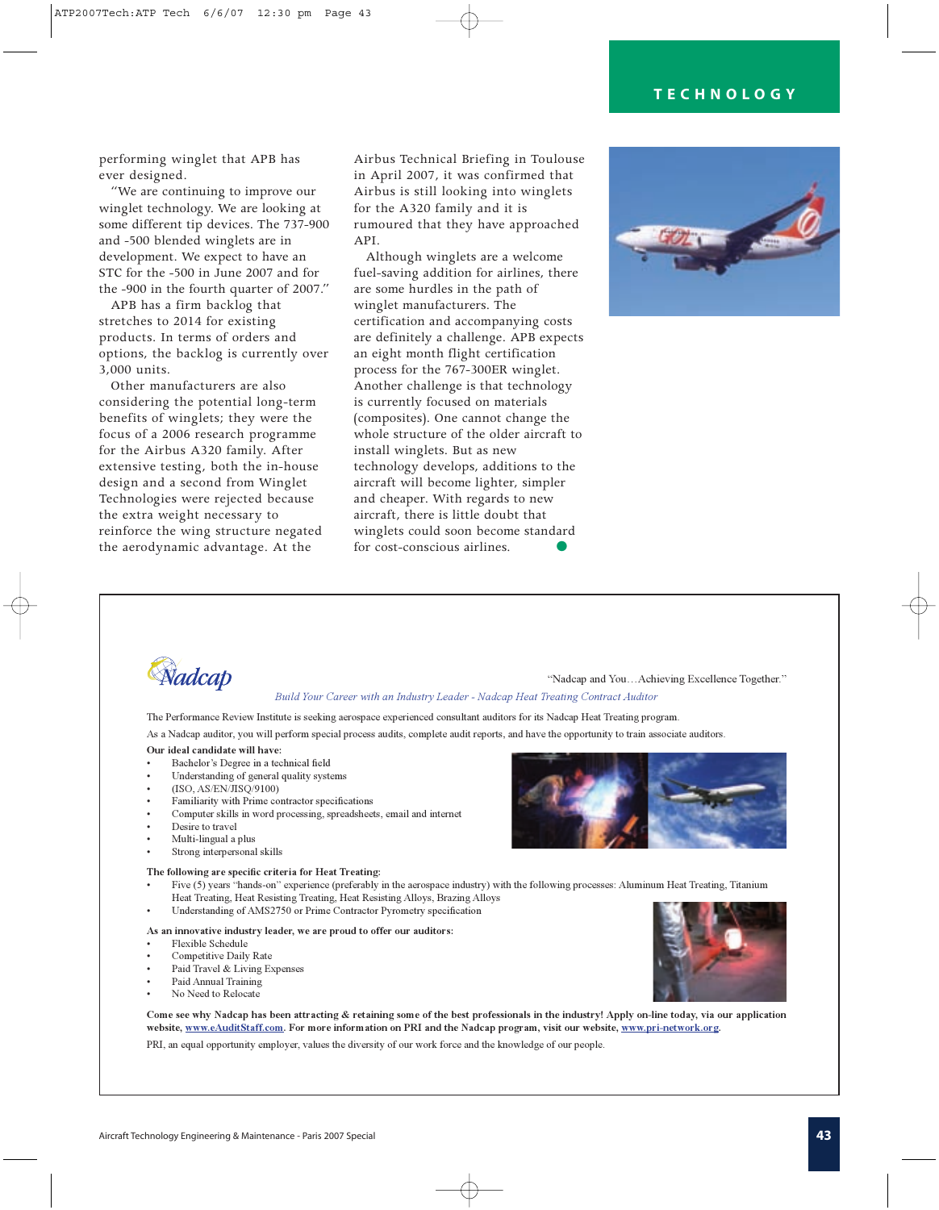performing winglet that APB has ever designed.

"We are continuing to improve our winglet technology. We are looking at some different tip devices. The 737-900 and -500 blended winglets are in development. We expect to have an STC for the -500 in June 2007 and for the -900 in the fourth quarter of 2007."

APB has a firm backlog that stretches to 2014 for existing products. In terms of orders and options, the backlog is currently over 3,000 units.

Other manufacturers are also considering the potential long-term benefits of winglets; they were the focus of a 2006 research programme for the Airbus A320 family. After extensive testing, both the in-house design and a second from Winglet Technologies were rejected because the extra weight necessary to reinforce the wing structure negated the aerodynamic advantage. At the Airbus Technical Briefing in Toulouse in April 2007, it was confirmed that Airbus is still looking into winglets for the A320 family and it is rumoured that they have approached API.

Although winglets are a welcome fuel-saving addition for airlines, there are some hurdles in the path of winglet manufacturers. The certification and accompanying costs are definitely a challenge. APB expects an eight month flight certification process for the 767-300ER winglet. Another challenge is that technology is currently focused on materials (composites). One cannot change the whole structure of the older aircraft to install winglets. But as new technology develops, additions to the aircraft will become lighter, simpler and cheaper. With regards to new aircraft, there is little doubt that winglets could soon become standard for cost-conscious airlines.

---

Nadcap

"Nadcap and You…Achieving Excellence Together."

*Build Your Career with an Industry Leader - Nadcap Heat Treating Contract Auditor*

The Performance Review Institute is seeking aerospace experienced consultant auditors for its Nadcap Heat Treating program.

As a Nadcap auditor, you will perform special process audits, complete audit reports, and have the opportunity to train associate auditors.

**Our ideal candidate will have:**

- Bachelor's Degree in a technical field
- Understanding of general quality systems
- (ISO, AS/EN/JISQ/9100)
- Familiarity with Prime contractor specifications
- Computer skills in word processing, spreadsheets, email and internet
- Desire to travel
- Multi-lingual a plus
- Strong interpersonal skills

**The following are specific criteria for Heat Treating:**

- Five (5) years "hands-on" experience (preferably in the aerospace industry) with the following processes: Aluminum Heat Treating, Titanium Heat Treating, Heat Resisting Treating, Heat Resisting Alloys, Brazing Alloys
- Understanding of AMS2750 or Prime Contractor Pyrometry specification

**As an innovative industry leader, we are proud to offer our auditors:**

- Flexible Schedule
- Competitive Daily Rate
- Paid Travel & Living Expenses
- Paid Annual Training
- No Need to Relocate

**Come see why Nadcap has been attracting & retaining some of the best professionals in the industry! Apply on-line today, via our application website, www.eAuditStaff.com. For more information on PRI and the Nadcap program, visit our website, www.pri-network.org.**

PRI, an equal opportunity employer, values the diversity of our work force and the knowledge of our people.